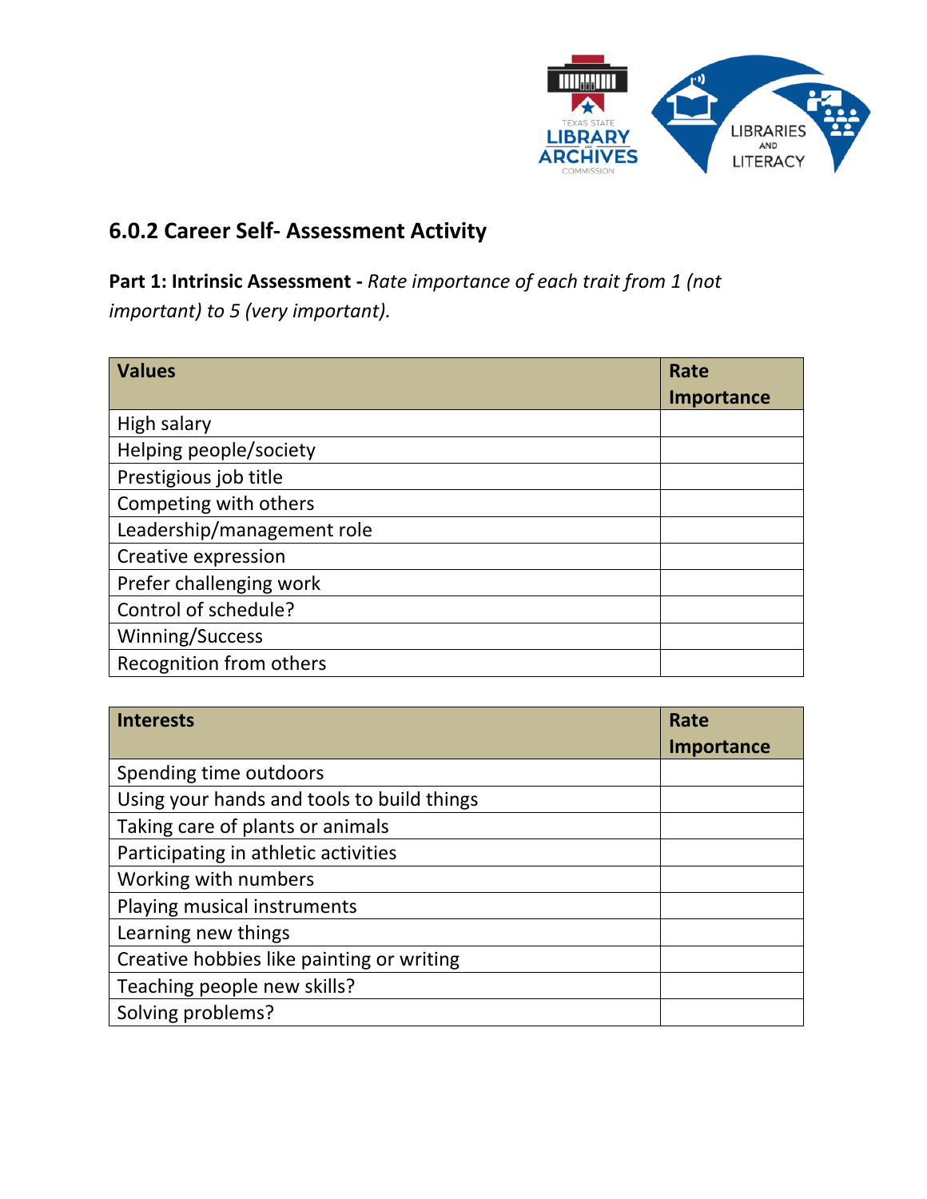## 6.0.2 Career Self- Assessment Activity

**Part 1: Intrinsic Assessment -** *Rate importance of each trait from 1 (not important) to 5 (very important).*

| Values | Rate Importance |
|---|---|
| High salary | |
| Helping people/society | |
| Prestigious job title | |
| Competing with others | |
| Leadership/management role | |
| Creative expression | |
| Prefer challenging work | |
| Control of schedule? | |
| Winning/Success | |
| Recognition from others | |

| Interests | Rate Importance |
|---|---|
| Spending time outdoors | |
| Using your hands and tools to build things | |
| Taking care of plants or animals | |
| Participating in athletic activities | |
| Working with numbers | |
| Playing musical instruments | |
| Learning new things | |
| Creative hobbies like painting or writing | |
| Teaching people new skills? | |
| Solving problems? | |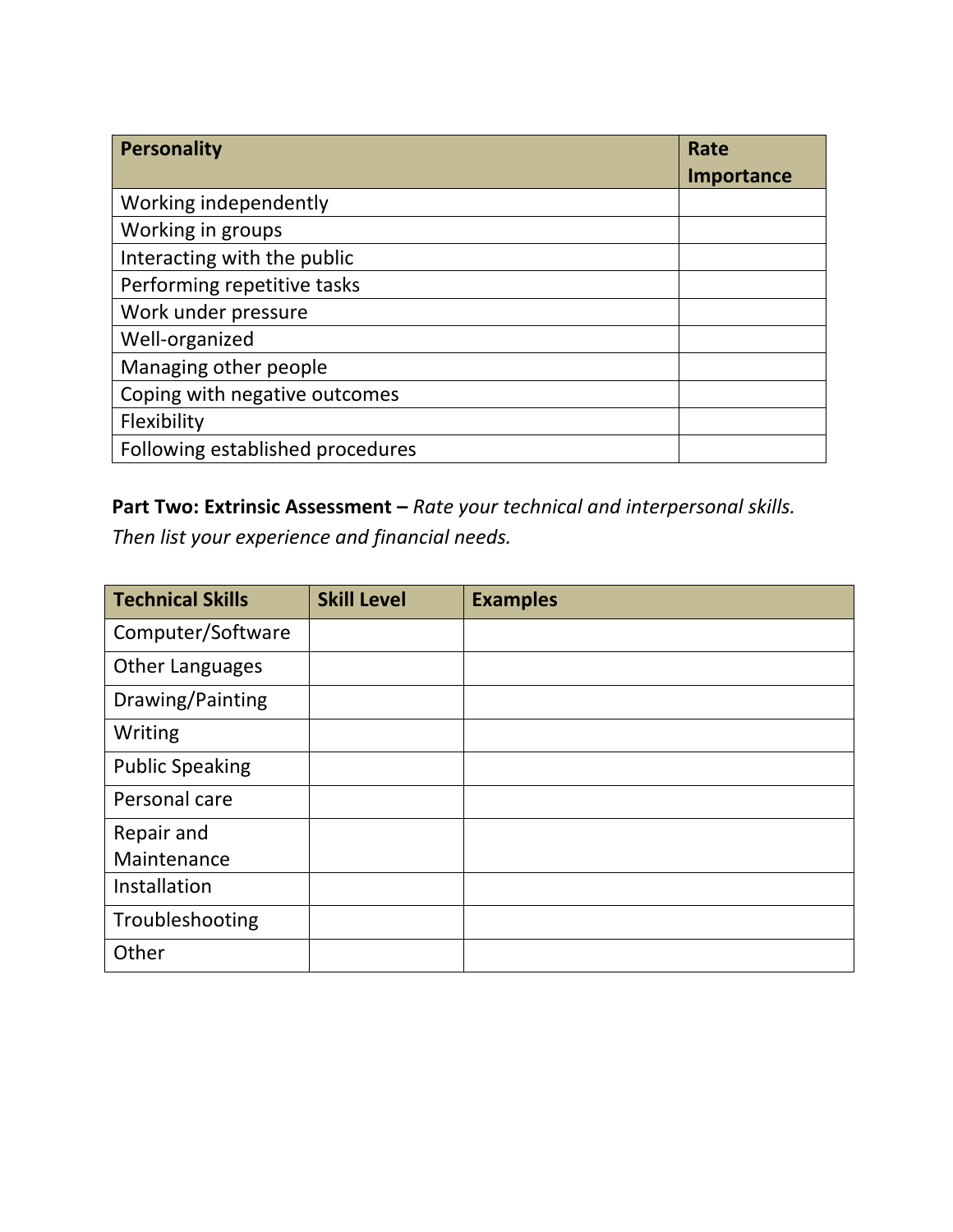| Personality | Rate Importance |
|---|---|
| Working independently | |
| Working in groups | |
| Interacting with the public | |
| Performing repetitive tasks | |
| Work under pressure | |
| Well-organized | |
| Managing other people | |
| Coping with negative outcomes | |
| Flexibility | |
| Following established procedures | |

**Part Two: Extrinsic Assessment –** *Rate your technical and interpersonal skills. Then list your experience and financial needs.*

| Technical Skills | Skill Level | Examples |
|---|---|---|
| Computer/Software | | |
| Other Languages | | |
| Drawing/Painting | | |
| Writing | | |
| Public Speaking | | |
| Personal care | | |
| Repair and Maintenance | | |
| Installation | | |
| Troubleshooting | | |
| Other | | |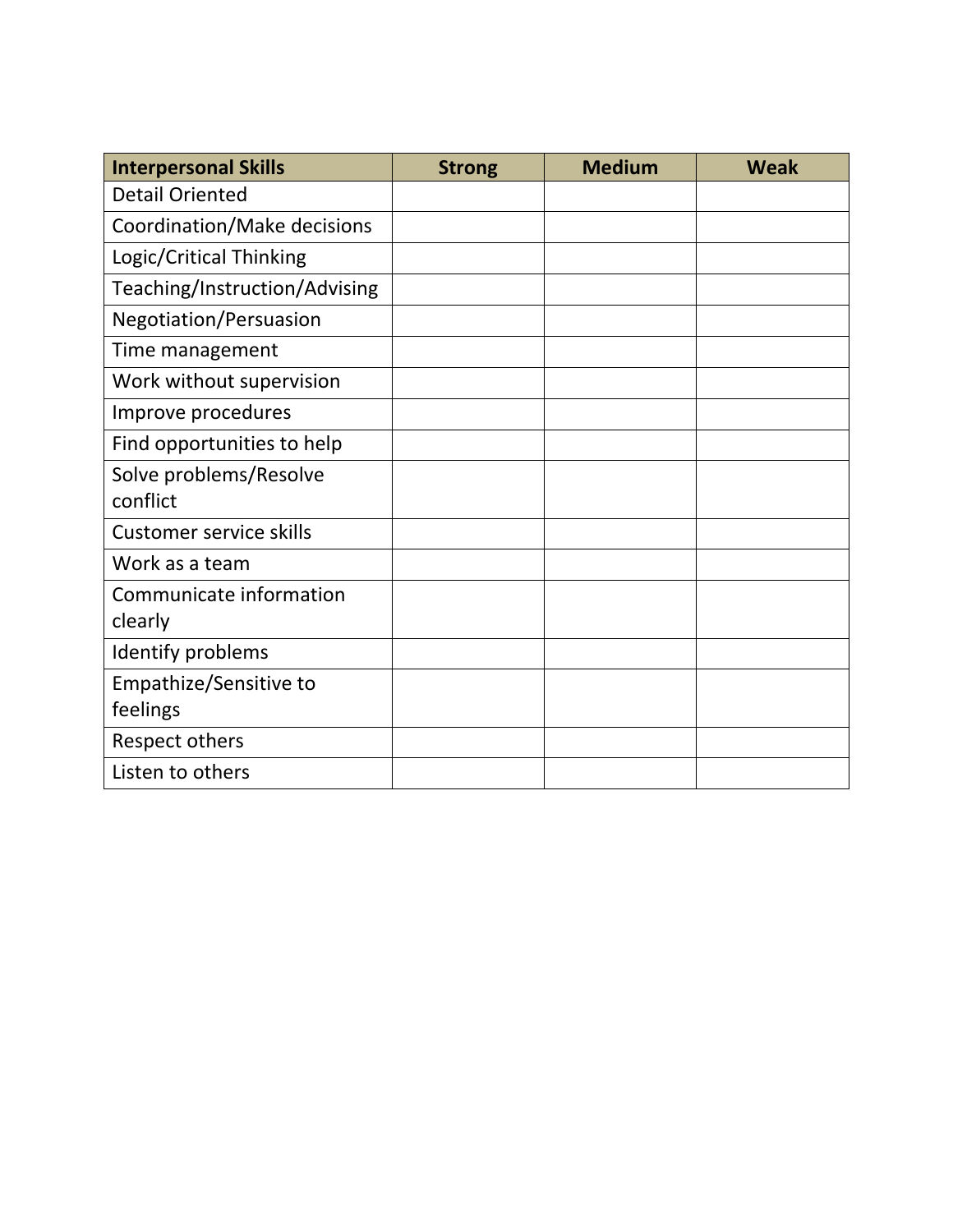| Interpersonal Skills | Strong | Medium | Weak |
|---|---|---|---|
| Detail Oriented | | | |
| Coordination/Make decisions | | | |
| Logic/Critical Thinking | | | |
| Teaching/Instruction/Advising | | | |
| Negotiation/Persuasion | | | |
| Time management | | | |
| Work without supervision | | | |
| Improve procedures | | | |
| Find opportunities to help | | | |
| Solve problems/Resolve conflict | | | |
| Customer service skills | | | |
| Work as a team | | | |
| Communicate information clearly | | | |
| Identify problems | | | |
| Empathize/Sensitive to feelings | | | |
| Respect others | | | |
| Listen to others | | | |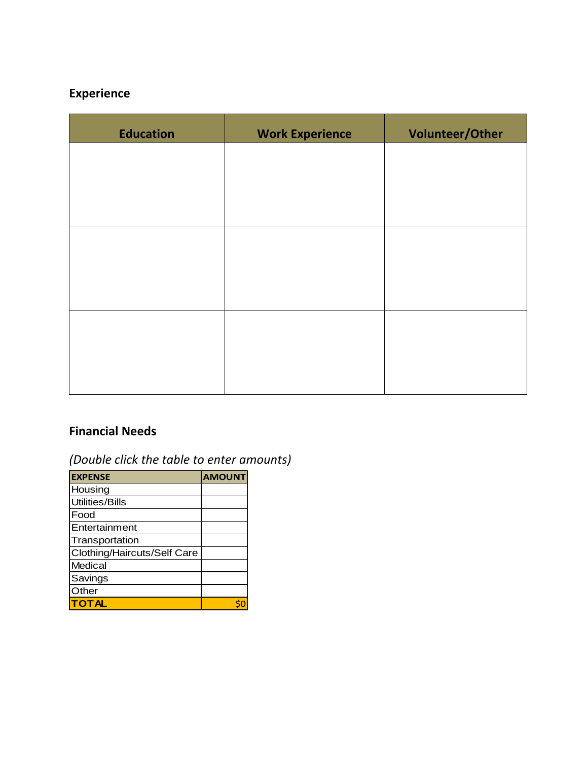## Experience

| Education | Work Experience | Volunteer/Other |
|---|---|---|
| | | |
| | | |
| | | |

## Financial Needs

*(Double click the table to enter amounts)*

| EXPENSE | AMOUNT |
|---|---|
| Housing | |
| Utilities/Bills | |
| Food | |
| Entertainment | |
| Transportation | |
| Clothing/Haircuts/Self Care | |
| Medical | |
| Savings | |
| Other | |
| **TOTAL** | $0 |